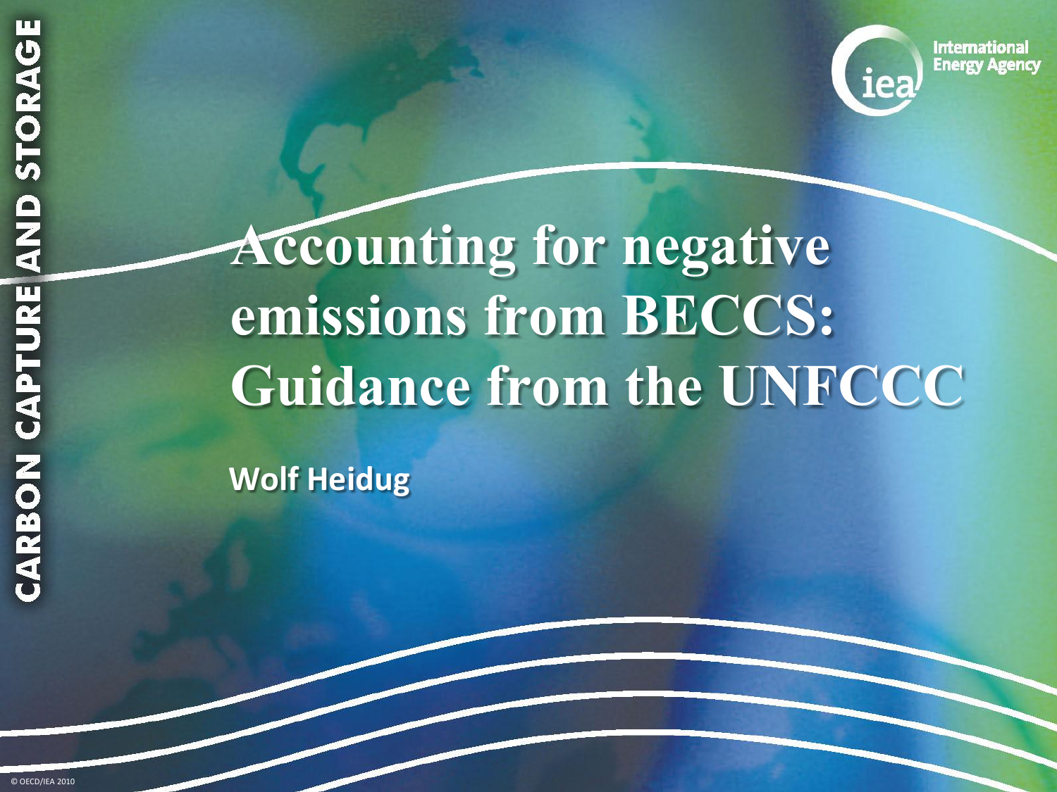CARBON CAPTURE AND STORAGE

International Energy Agency

# Accounting for negative emissions from BECCS: Guidance from the UNFCCC

**Wolf Heidug**

© OECD/IEA 2010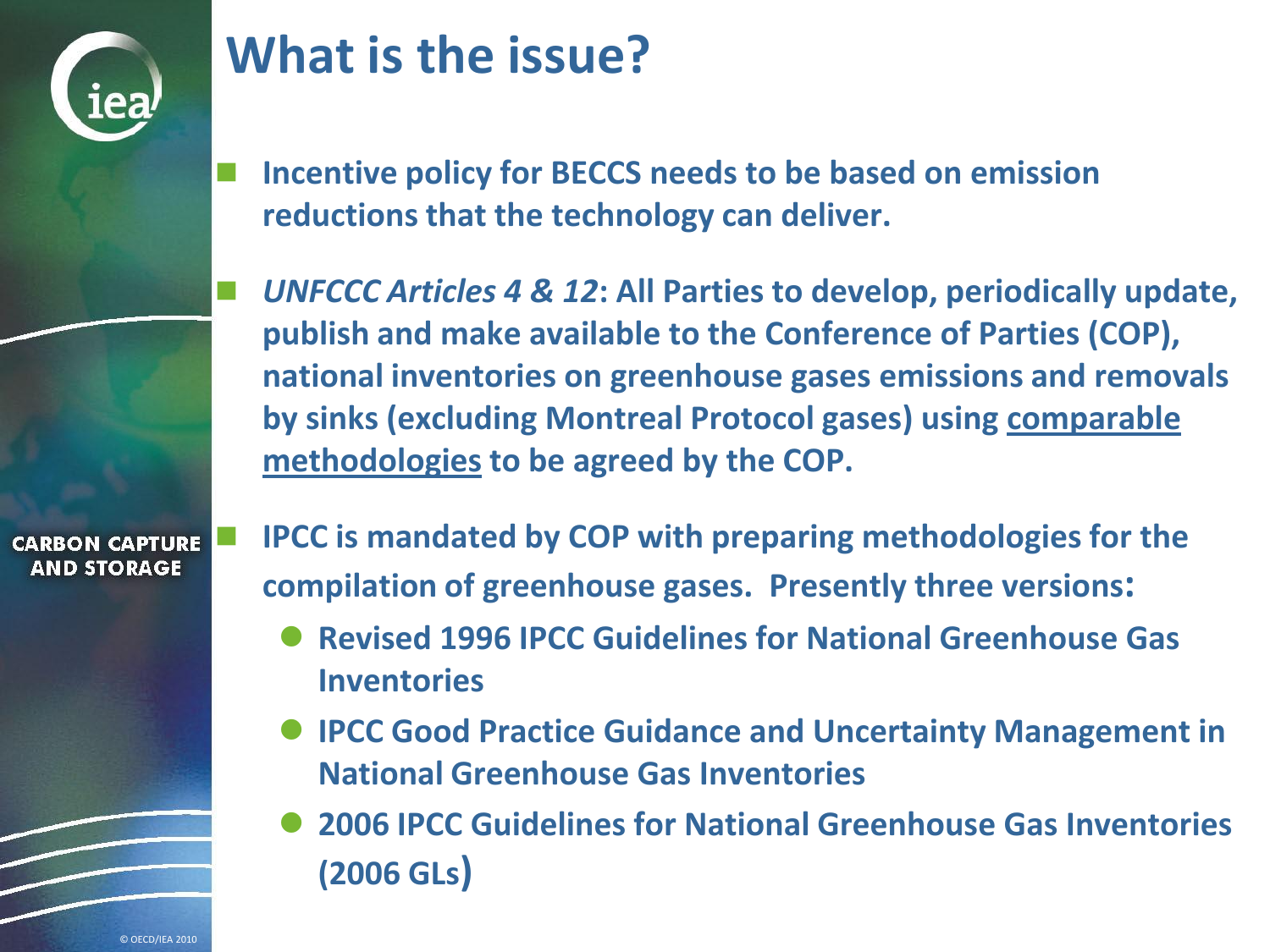# What is the issue?

- **Incentive policy for BECCS needs to be based on emission reductions that the technology can deliver.**
- ***UNFCCC Articles 4 & 12*: All Parties to develop, periodically update, publish and make available to the Conference of Parties (COP), national inventories on greenhouse gases emissions and removals by sinks (excluding Montreal Protocol gases) using comparable methodologies to be agreed by the COP.**
- **IPCC is mandated by COP with preparing methodologies for the compilation of greenhouse gases. Presently three versions:**
  - **Revised 1996 IPCC Guidelines for National Greenhouse Gas Inventories**
  - **IPCC Good Practice Guidance and Uncertainty Management in National Greenhouse Gas Inventories**
  - **2006 IPCC Guidelines for National Greenhouse Gas Inventories (2006 GLs)**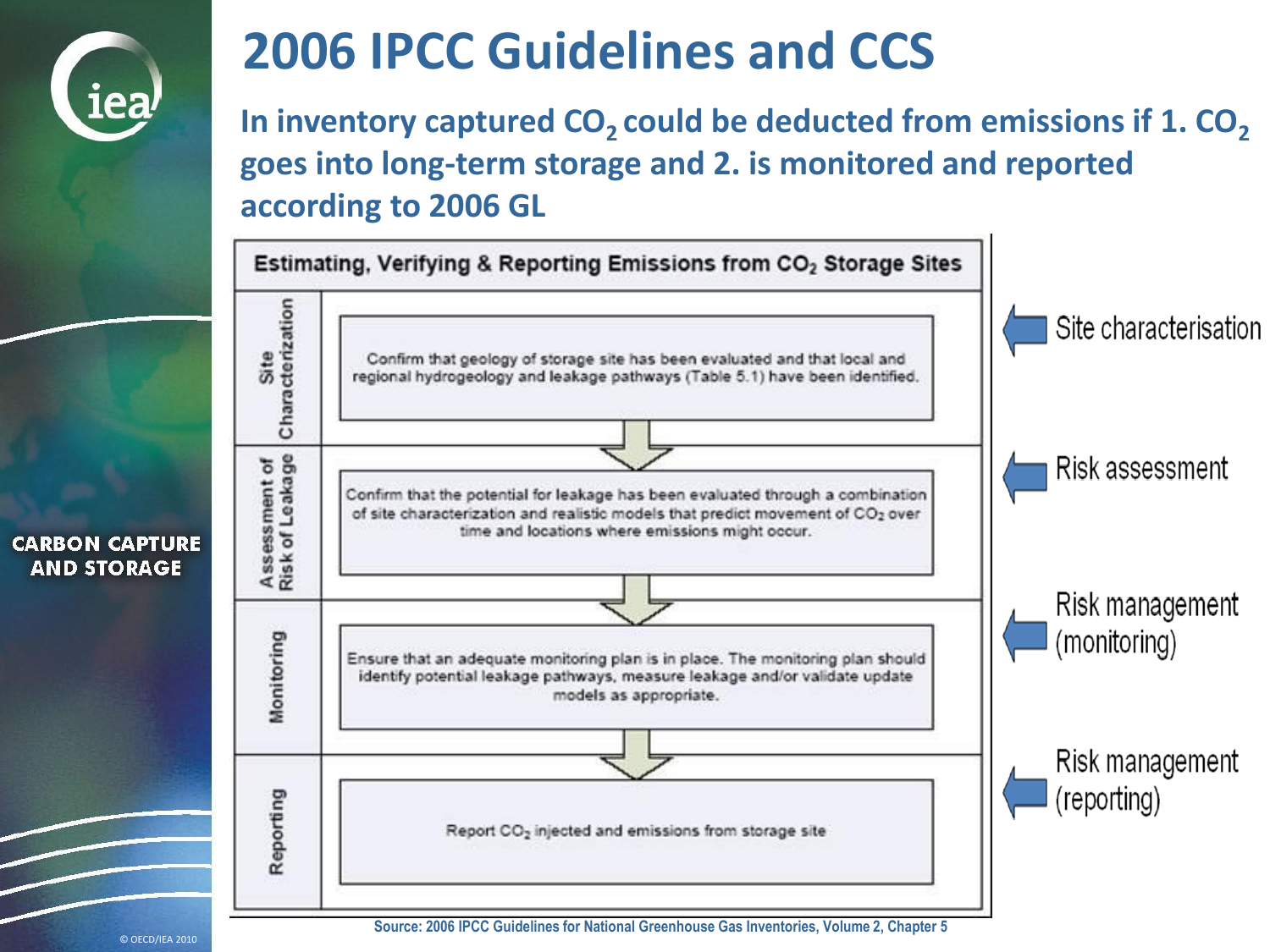# 2006 IPCC Guidelines and CCS

**In inventory captured $CO_2$ could be deducted from emissions if 1. $CO_2$ goes into long-term storage and 2. is monitored and reported according to 2006 GL**

| Estimating, Verifying & Reporting Emissions from $CO_2$ Storage Sites | | |
|---|---|---|
| Site Characterization | Confirm that geology of storage site has been evaluated and that local and regional hydrogeology and leakage pathways (Table 5.1) have been identified. | Site characterisation |
| Assessment of Risk of Leakage | Confirm that the potential for leakage has been evaluated through a combination of site characterization and realistic models that predict movement of $CO_2$ over time and locations where emissions might occur. | Risk assessment |
| Monitoring | Ensure that an adequate monitoring plan is in place. The monitoring plan should identify potential leakage pathways, measure leakage and/or validate update models as appropriate. | Risk management (monitoring) |
| Reporting | Report $CO_2$ injected and emissions from storage site | Risk management (reporting) |

Source: 2006 IPCC Guidelines for National Greenhouse Gas Inventories, Volume 2, Chapter 5

CARBON CAPTURE AND STORAGE

© OECD/IEA 2010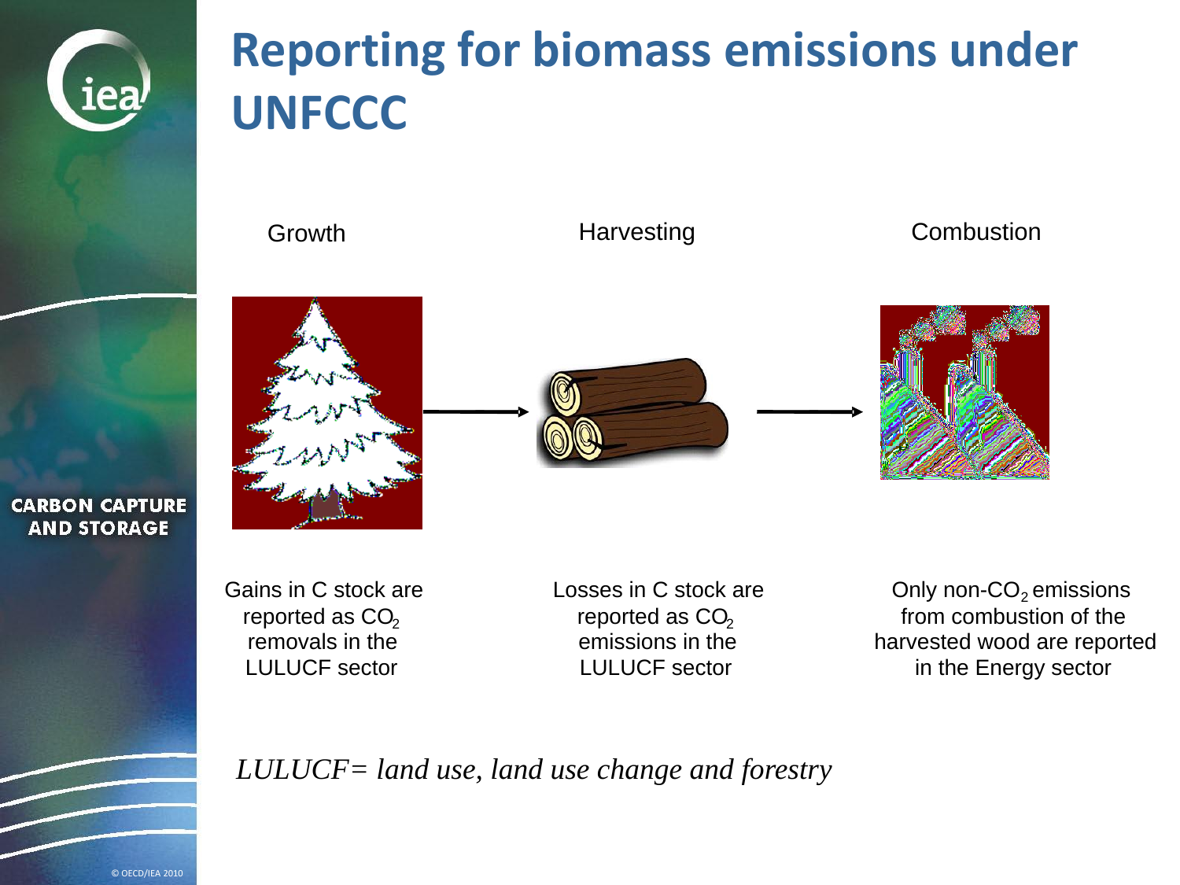# Reporting for biomass emissions under UNFCCC

Growth → Harvesting → Combustion

Gains in C stock are reported as $CO_2$ removals in the LULUCF sector

Losses in C stock are reported as $CO_2$ emissions in the LULUCF sector

Only non-$CO_2$ emissions from combustion of the harvested wood are reported in the Energy sector

*LULUCF= land use, land use change and forestry*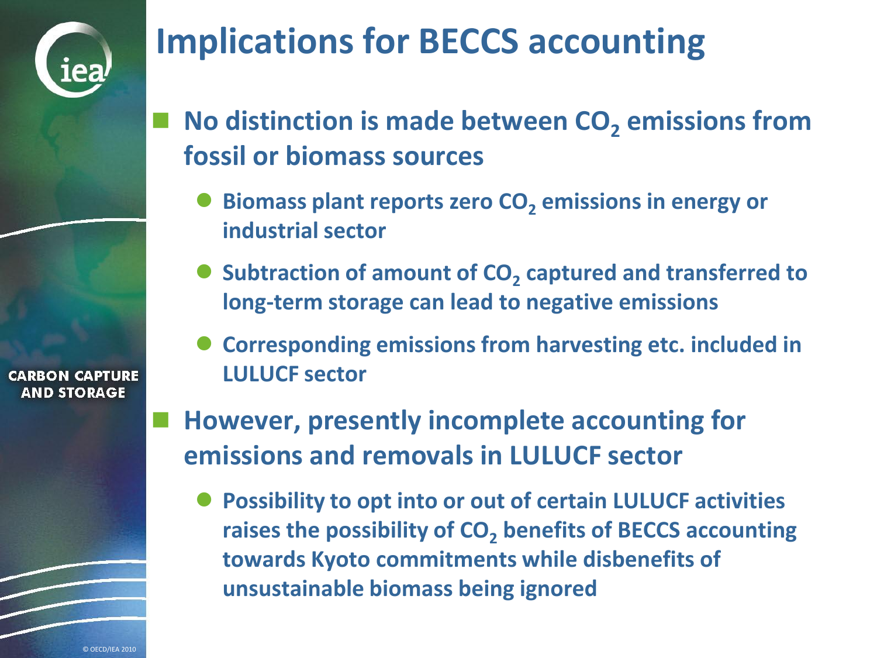# Implications for BECCS accounting

- **No distinction is made between $CO_2$ emissions from fossil or biomass sources**
  - **Biomass plant reports zero $CO_2$ emissions in energy or industrial sector**
  - **Subtraction of amount of $CO_2$ captured and transferred to long-term storage can lead to negative emissions**
  - **Corresponding emissions from harvesting etc. included in LULUCF sector**
- **However, presently incomplete accounting for emissions and removals in LULUCF sector**
  - **Possibility to opt into or out of certain LULUCF activities raises the possibility of $CO_2$ benefits of BECCS accounting towards Kyoto commitments while disbenefits of unsustainable biomass being ignored**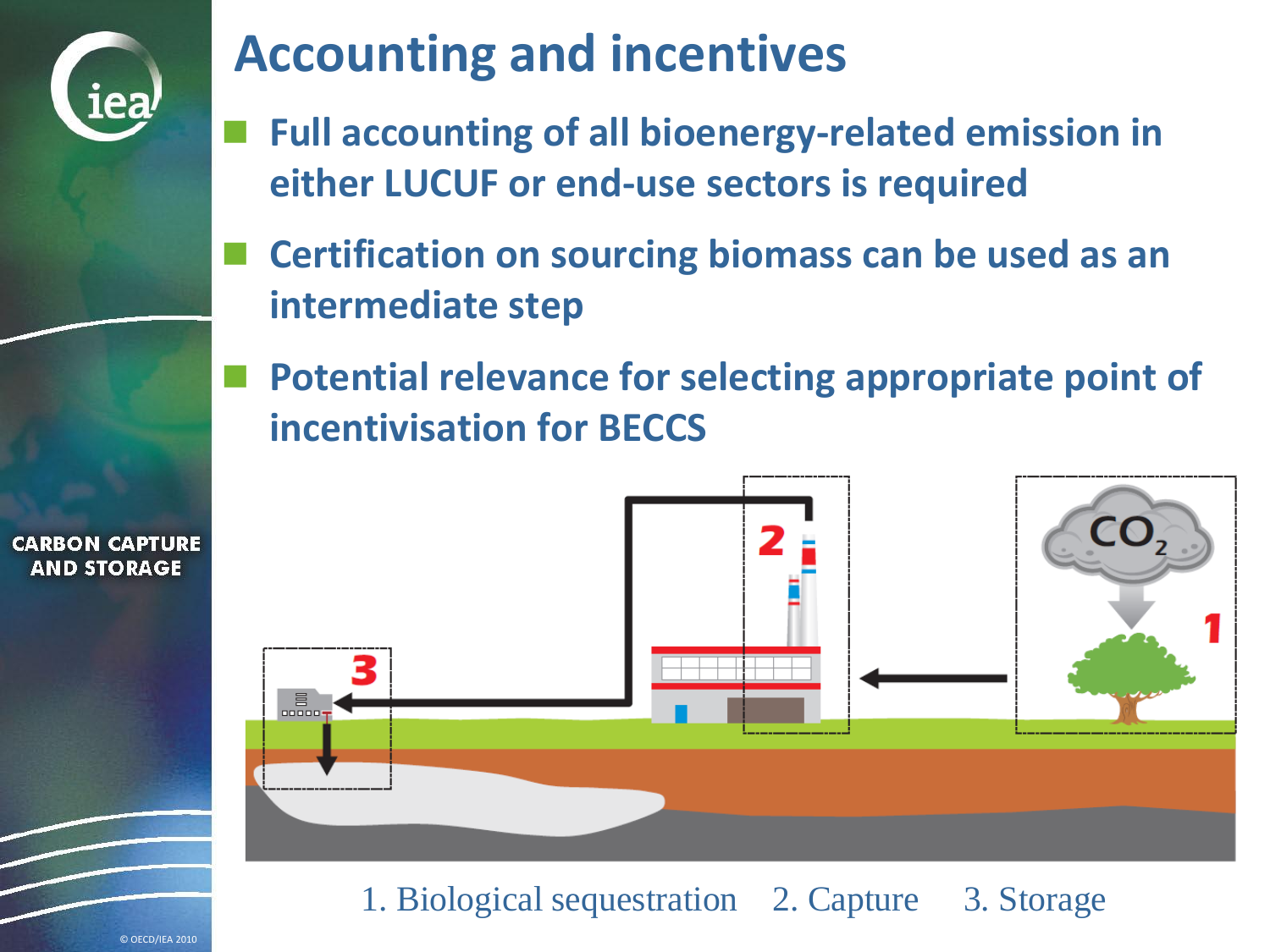# Accounting and incentives

- **Full accounting of all bioenergy-related emission in either LUCUF or end-use sectors is required**
- **Certification on sourcing biomass can be used as an intermediate step**
- **Potential relevance for selecting appropriate point of incentivisation for BECCS**

1. Biological sequestration 2. Capture 3. Storage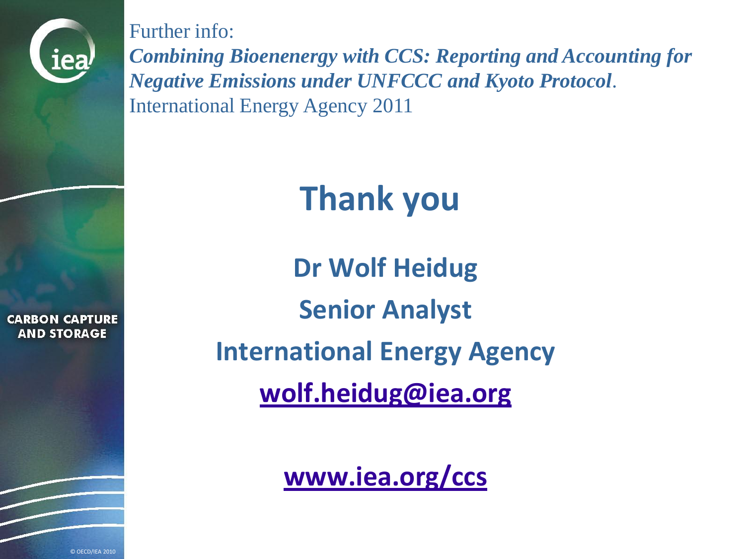Further info:
***Combining Bioenenergy with CCS: Reporting and Accounting for Negative Emissions under UNFCCC and Kyoto Protocol***.
International Energy Agency 2011

# Thank you

**Dr Wolf Heidug**

**Senior Analyst**

**International Energy Agency**

**wolf.heidug@iea.org**

**www.iea.org/ccs**

CARBON CAPTURE AND STORAGE